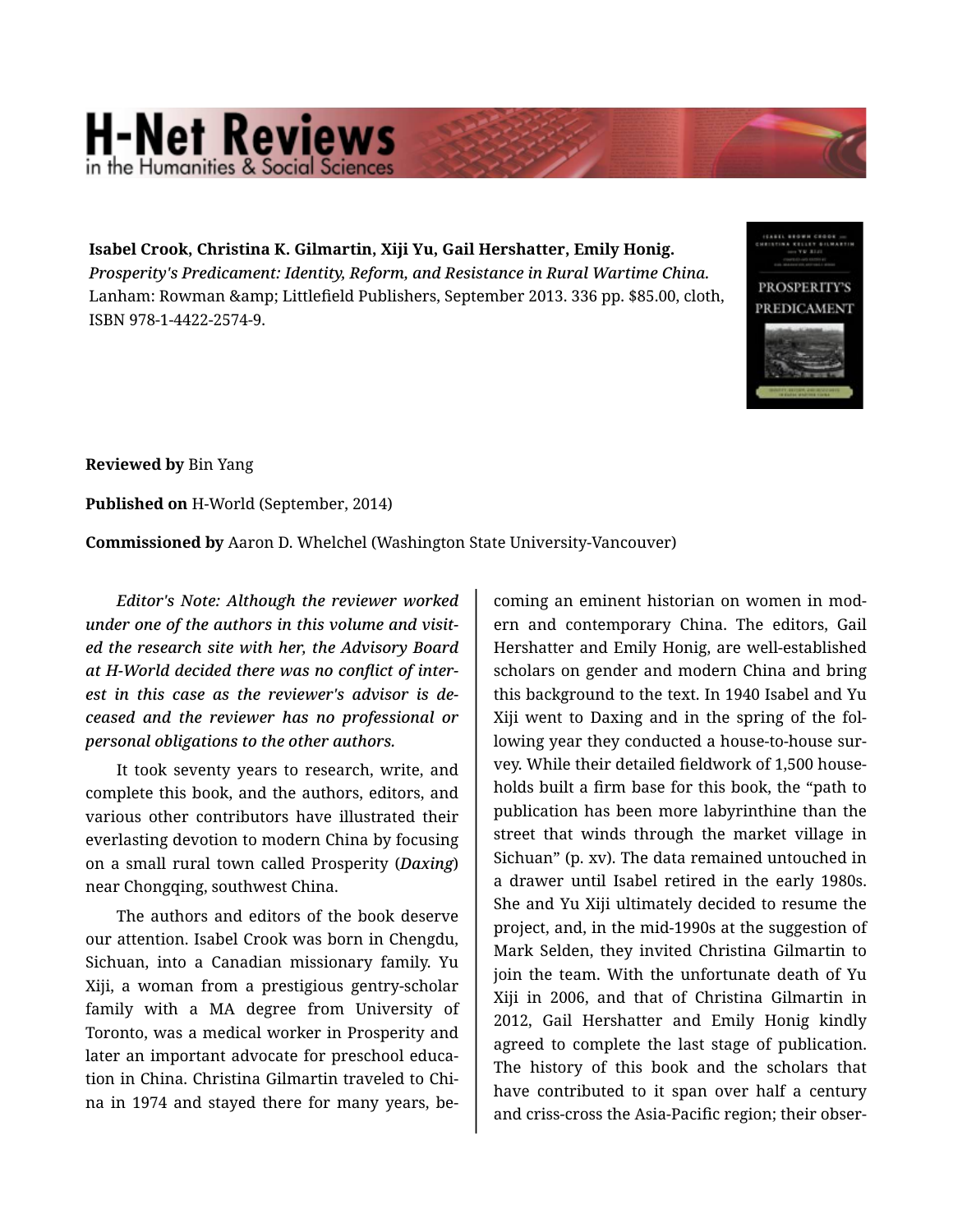**Isabel Crook, Christina K. Gilmartin, Xiji Yu, Gail Hershatter, Emily Honig.** *Prosperity's Predicament: Identity, Reform, and Resistance in Rural Wartime China.* Lanham: Rowman &amp; Littlefield Publishers, September 2013. 336 pp. $85.00, cloth, ISBN 978-1-4422-2574-9.

**Reviewed by** Bin Yang

**Published on** H-World (September, 2014)

**Commissioned by** Aaron D. Whelchel (Washington State University-Vancouver)

*Editor's Note: Although the reviewer worked under one of the authors in this volume and visited the research site with her, the Advisory Board at H-World decided there was no conflict of interest in this case as the reviewer's advisor is deceased and the reviewer has no professional or personal obligations to the other authors.*

It took seventy years to research, write, and complete this book, and the authors, editors, and various other contributors have illustrated their everlasting devotion to modern China by focusing on a small rural town called Prosperity (*Daxing*) near Chongqing, southwest China.

The authors and editors of the book deserve our attention. Isabel Crook was born in Chengdu, Sichuan, into a Canadian missionary family. Yu Xiji, a woman from a prestigious gentry-scholar family with a MA degree from University of Toronto, was a medical worker in Prosperity and later an important advocate for preschool education in China. Christina Gilmartin traveled to China in 1974 and stayed there for many years, becoming an eminent historian on women in modern and contemporary China. The editors, Gail Hershatter and Emily Honig, are well-established scholars on gender and modern China and bring this background to the text. In 1940 Isabel and Yu Xiji went to Daxing and in the spring of the following year they conducted a house-to-house survey. While their detailed fieldwork of 1,500 households built a firm base for this book, the "path to publication has been more labyrinthine than the street that winds through the market village in Sichuan" (p. xv). The data remained untouched in a drawer until Isabel retired in the early 1980s. She and Yu Xiji ultimately decided to resume the project, and, in the mid-1990s at the suggestion of Mark Selden, they invited Christina Gilmartin to join the team. With the unfortunate death of Yu Xiji in 2006, and that of Christina Gilmartin in 2012, Gail Hershatter and Emily Honig kindly agreed to complete the last stage of publication. The history of this book and the scholars that have contributed to it span over half a century and criss-cross the Asia-Pacific region; their obser-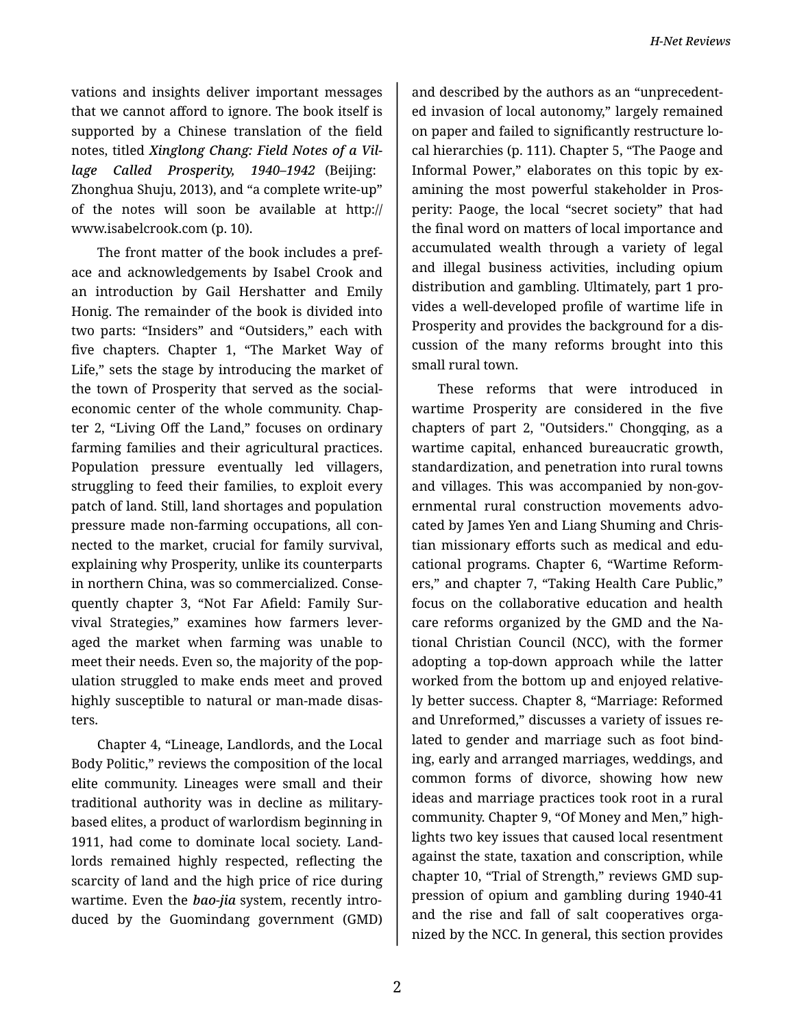vations and insights deliver important messages that we cannot afford to ignore. The book itself is supported by a Chinese translation of the field notes, titled ***Xinglong Chang: Field Notes of a Village Called Prosperity**, 1940–1942* (Beijing: Zhonghua Shuju, 2013), and "a complete write-up" of the notes will soon be available at http://www.isabelcrook.com (p. 10).

The front matter of the book includes a preface and acknowledgements by Isabel Crook and an introduction by Gail Hershatter and Emily Honig. The remainder of the book is divided into two parts: "Insiders" and "Outsiders," each with five chapters. Chapter 1, "The Market Way of Life," sets the stage by introducing the market of the town of Prosperity that served as the social-economic center of the whole community. Chapter 2, "Living Off the Land," focuses on ordinary farming families and their agricultural practices. Population pressure eventually led villagers, struggling to feed their families, to exploit every patch of land. Still, land shortages and population pressure made non-farming occupations, all connected to the market, crucial for family survival, explaining why Prosperity, unlike its counterparts in northern China, was so commercialized. Consequently chapter 3, "Not Far Afield: Family Survival Strategies," examines how farmers leveraged the market when farming was unable to meet their needs. Even so, the majority of the population struggled to make ends meet and proved highly susceptible to natural or man-made disasters.

Chapter 4, "Lineage, Landlords, and the Local Body Politic," reviews the composition of the local elite community. Lineages were small and their traditional authority was in decline as military-based elites, a product of warlordism beginning in 1911, had come to dominate local society. Landlords remained highly respected, reflecting the scarcity of land and the high price of rice during wartime. Even the ***bao-jia*** system, recently introduced by the Guomindang government (GMD) and described by the authors as an "unprecedented invasion of local autonomy," largely remained on paper and failed to significantly restructure local hierarchies (p. 111). Chapter 5, "The Paoge and Informal Power," elaborates on this topic by examining the most powerful stakeholder in Prosperity: Paoge, the local "secret society" that had the final word on matters of local importance and accumulated wealth through a variety of legal and illegal business activities, including opium distribution and gambling. Ultimately, part 1 provides a well-developed profile of wartime life in Prosperity and provides the background for a discussion of the many reforms brought into this small rural town.

These reforms that were introduced in wartime Prosperity are considered in the five chapters of part 2, "Outsiders." Chongqing, as a wartime capital, enhanced bureaucratic growth, standardization, and penetration into rural towns and villages. This was accompanied by non-governmental rural construction movements advocated by James Yen and Liang Shuming and Christian missionary efforts such as medical and educational programs. Chapter 6, "Wartime Reformers," and chapter 7, "Taking Health Care Public," focus on the collaborative education and health care reforms organized by the GMD and the National Christian Council (NCC), with the former adopting a top-down approach while the latter worked from the bottom up and enjoyed relatively better success. Chapter 8, "Marriage: Reformed and Unreformed," discusses a variety of issues related to gender and marriage such as foot binding, early and arranged marriages, weddings, and common forms of divorce, showing how new ideas and marriage practices took root in a rural community. Chapter 9, "Of Money and Men," highlights two key issues that caused local resentment against the state, taxation and conscription, while chapter 10, "Trial of Strength," reviews GMD suppression of opium and gambling during 1940-41 and the rise and fall of salt cooperatives organized by the NCC. In general, this section provides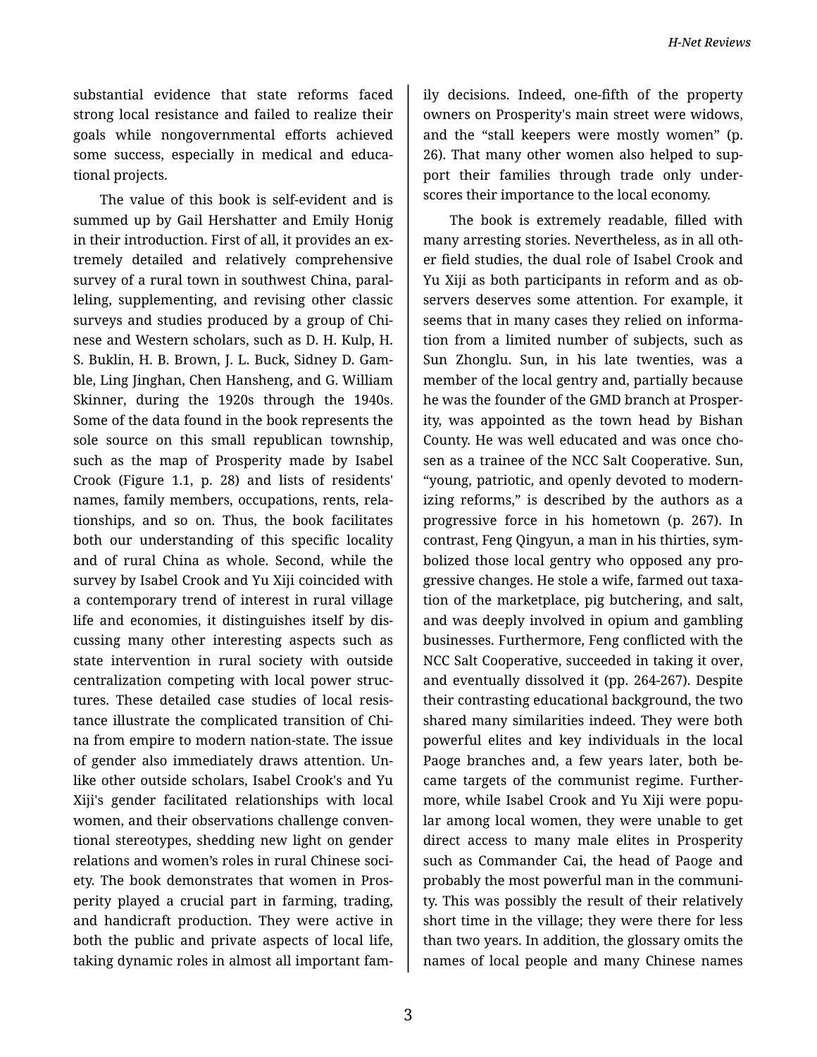substantial evidence that state reforms faced strong local resistance and failed to realize their goals while nongovernmental efforts achieved some success, especially in medical and educational projects.

The value of this book is self-evident and is summed up by Gail Hershatter and Emily Honig in their introduction. First of all, it provides an extremely detailed and relatively comprehensive survey of a rural town in southwest China, paralleling, supplementing, and revising other classic surveys and studies produced by a group of Chinese and Western scholars, such as D. H. Kulp, H. S. Buklin, H. B. Brown, J. L. Buck, Sidney D. Gamble, Ling Jinghan, Chen Hansheng, and G. William Skinner, during the 1920s through the 1940s. Some of the data found in the book represents the sole source on this small republican township, such as the map of Prosperity made by Isabel Crook (Figure 1.1, p. 28) and lists of residents' names, family members, occupations, rents, relationships, and so on. Thus, the book facilitates both our understanding of this specific locality and of rural China as whole. Second, while the survey by Isabel Crook and Yu Xiji coincided with a contemporary trend of interest in rural village life and economies, it distinguishes itself by discussing many other interesting aspects such as state intervention in rural society with outside centralization competing with local power structures. These detailed case studies of local resistance illustrate the complicated transition of China from empire to modern nation-state. The issue of gender also immediately draws attention. Unlike other outside scholars, Isabel Crook's and Yu Xiji's gender facilitated relationships with local women, and their observations challenge conventional stereotypes, shedding new light on gender relations and women's roles in rural Chinese society. The book demonstrates that women in Prosperity played a crucial part in farming, trading, and handicraft production. They were active in both the public and private aspects of local life, taking dynamic roles in almost all important family decisions. Indeed, one-fifth of the property owners on Prosperity's main street were widows, and the "stall keepers were mostly women" (p. 26). That many other women also helped to support their families through trade only underscores their importance to the local economy.

The book is extremely readable, filled with many arresting stories. Nevertheless, as in all other field studies, the dual role of Isabel Crook and Yu Xiji as both participants in reform and as observers deserves some attention. For example, it seems that in many cases they relied on information from a limited number of subjects, such as Sun Zhonglu. Sun, in his late twenties, was a member of the local gentry and, partially because he was the founder of the GMD branch at Prosperity, was appointed as the town head by Bishan County. He was well educated and was once chosen as a trainee of the NCC Salt Cooperative. Sun, "young, patriotic, and openly devoted to modernizing reforms," is described by the authors as a progressive force in his hometown (p. 267). In contrast, Feng Qingyun, a man in his thirties, symbolized those local gentry who opposed any progressive changes. He stole a wife, farmed out taxation of the marketplace, pig butchering, and salt, and was deeply involved in opium and gambling businesses. Furthermore, Feng conflicted with the NCC Salt Cooperative, succeeded in taking it over, and eventually dissolved it (pp. 264-267). Despite their contrasting educational background, the two shared many similarities indeed. They were both powerful elites and key individuals in the local Paoge branches and, a few years later, both became targets of the communist regime. Furthermore, while Isabel Crook and Yu Xiji were popular among local women, they were unable to get direct access to many male elites in Prosperity such as Commander Cai, the head of Paoge and probably the most powerful man in the community. This was possibly the result of their relatively short time in the village; they were there for less than two years. In addition, the glossary omits the names of local people and many Chinese names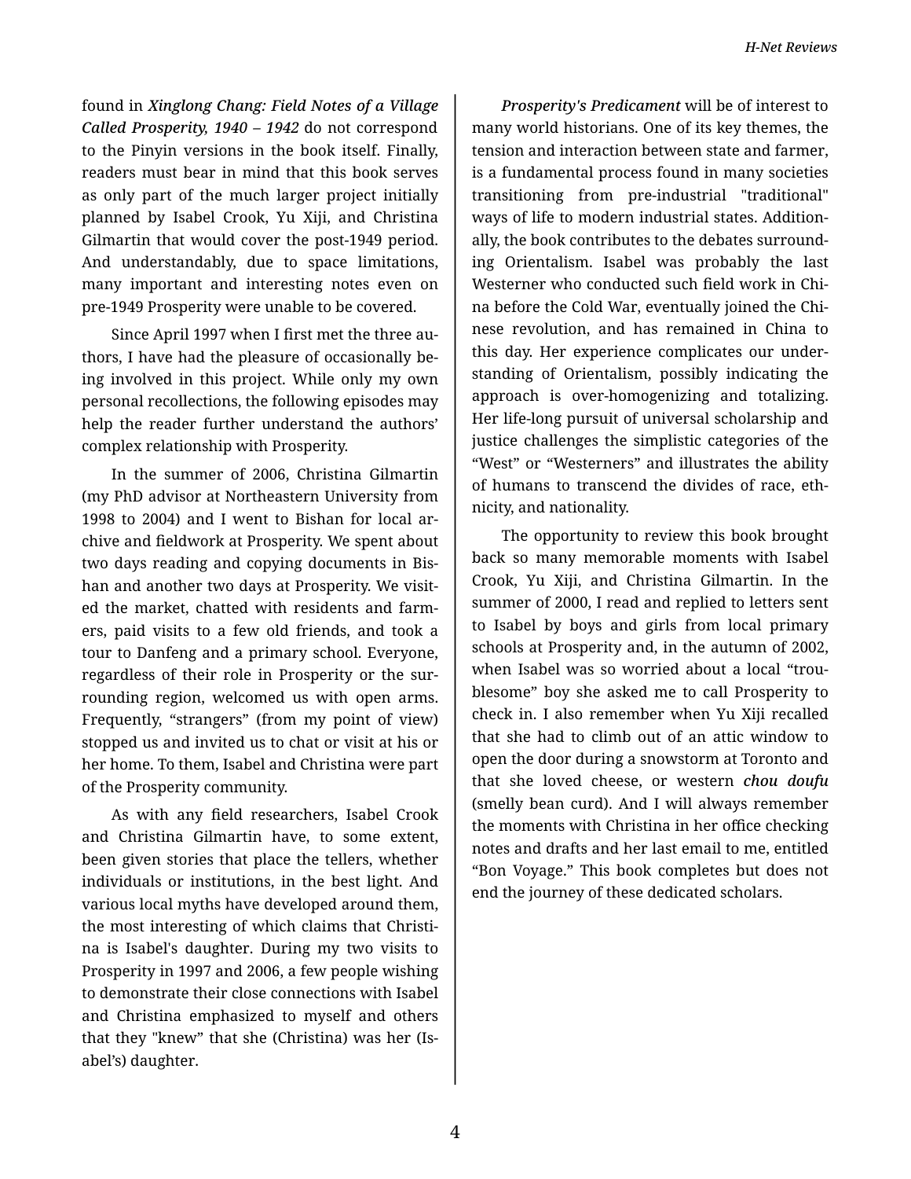found in *Xinglong Chang: Field Notes of a Village Called Prosperity, 1940 – 1942* do not correspond to the Pinyin versions in the book itself. Finally, readers must bear in mind that this book serves as only part of the much larger project initially planned by Isabel Crook, Yu Xiji, and Christina Gilmartin that would cover the post-1949 period. And understandably, due to space limitations, many important and interesting notes even on pre-1949 Prosperity were unable to be covered.

Since April 1997 when I first met the three authors, I have had the pleasure of occasionally being involved in this project. While only my own personal recollections, the following episodes may help the reader further understand the authors' complex relationship with Prosperity.

In the summer of 2006, Christina Gilmartin (my PhD advisor at Northeastern University from 1998 to 2004) and I went to Bishan for local archive and fieldwork at Prosperity. We spent about two days reading and copying documents in Bishan and another two days at Prosperity. We visited the market, chatted with residents and farmers, paid visits to a few old friends, and took a tour to Danfeng and a primary school. Everyone, regardless of their role in Prosperity or the surrounding region, welcomed us with open arms. Frequently, "strangers" (from my point of view) stopped us and invited us to chat or visit at his or her home. To them, Isabel and Christina were part of the Prosperity community.

As with any field researchers, Isabel Crook and Christina Gilmartin have, to some extent, been given stories that place the tellers, whether individuals or institutions, in the best light. And various local myths have developed around them, the most interesting of which claims that Christina is Isabel's daughter. During my two visits to Prosperity in 1997 and 2006, a few people wishing to demonstrate their close connections with Isabel and Christina emphasized to myself and others that they "knew" that she (Christina) was her (Isabel's) daughter.

*Prosperity's Predicament* will be of interest to many world historians. One of its key themes, the tension and interaction between state and farmer, is a fundamental process found in many societies transitioning from pre-industrial "traditional" ways of life to modern industrial states. Additionally, the book contributes to the debates surrounding Orientalism. Isabel was probably the last Westerner who conducted such field work in China before the Cold War, eventually joined the Chinese revolution, and has remained in China to this day. Her experience complicates our understanding of Orientalism, possibly indicating the approach is over-homogenizing and totalizing. Her life-long pursuit of universal scholarship and justice challenges the simplistic categories of the "West" or "Westerners" and illustrates the ability of humans to transcend the divides of race, ethnicity, and nationality.

The opportunity to review this book brought back so many memorable moments with Isabel Crook, Yu Xiji, and Christina Gilmartin. In the summer of 2000, I read and replied to letters sent to Isabel by boys and girls from local primary schools at Prosperity and, in the autumn of 2002, when Isabel was so worried about a local "troublesome" boy she asked me to call Prosperity to check in. I also remember when Yu Xiji recalled that she had to climb out of an attic window to open the door during a snowstorm at Toronto and that she loved cheese, or western ***chou doufu*** (smelly bean curd). And I will always remember the moments with Christina in her office checking notes and drafts and her last email to me, entitled "Bon Voyage." This book completes but does not end the journey of these dedicated scholars.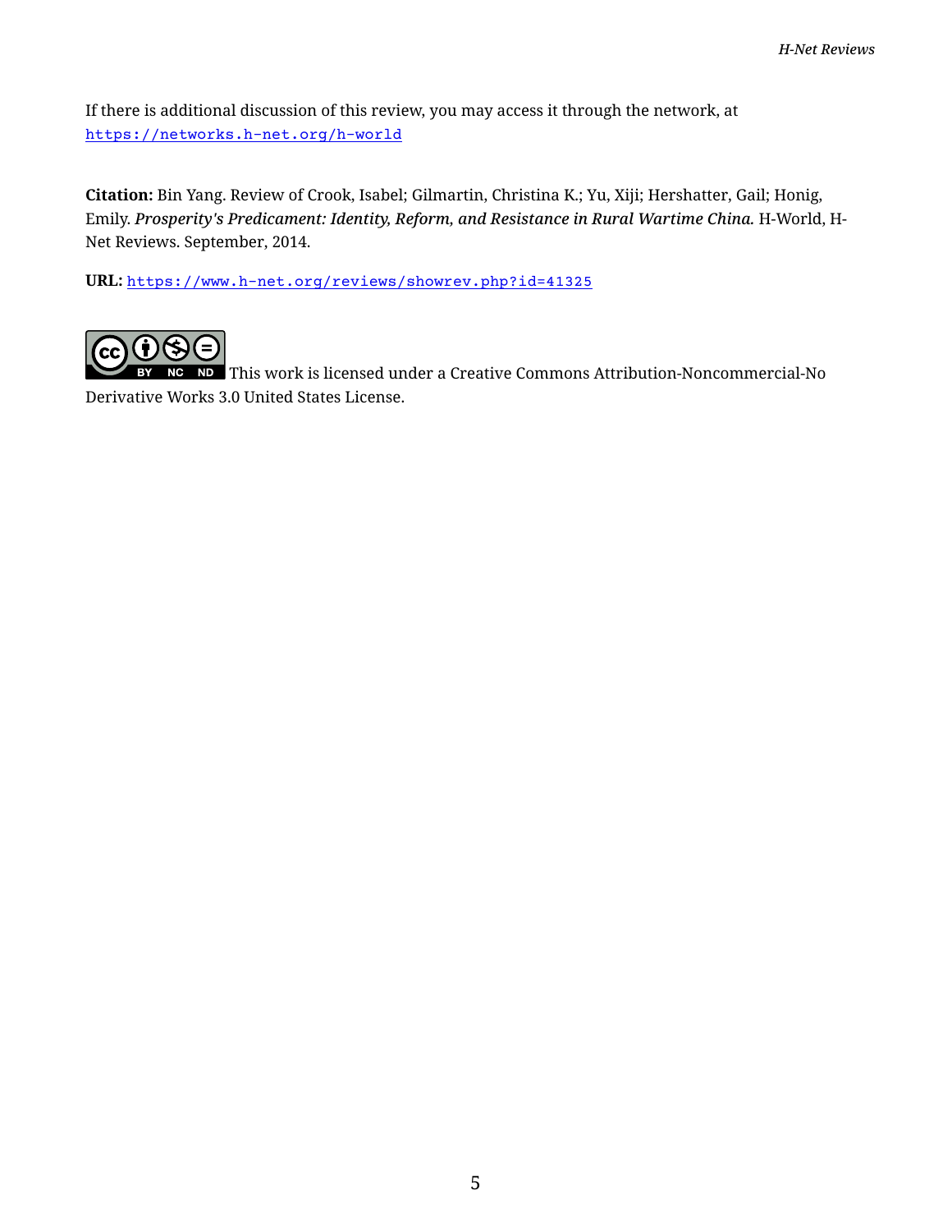If there is additional discussion of this review, you may access it through the network, at https://networks.h-net.org/h-world

**Citation:** Bin Yang. Review of Crook, Isabel; Gilmartin, Christina K.; Yu, Xiji; Hershatter, Gail; Honig, Emily. ***Prosperity's Predicament: Identity, Reform, and Resistance in Rural Wartime China.*** H-World, H-Net Reviews. September, 2014.

**URL:** https://www.h-net.org/reviews/showrev.php?id=41325

This work is licensed under a Creative Commons Attribution-Noncommercial-No Derivative Works 3.0 United States License.